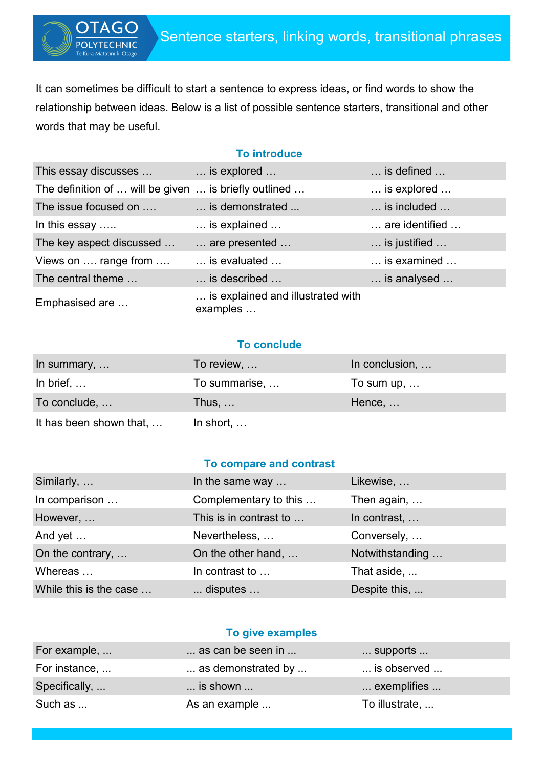# Sentence starters, linking words, transitional phrases

It can sometimes be difficult to start a sentence to express ideas, or find words to show the relationship between ideas. Below is a list of possible sentence starters, transitional and other words that may be useful.

## To introduce

| | | |
|---|---|---|
| This essay discusses … | … is explored … | … is defined … |
| The definition of … will be given | … is briefly outlined … | … is explored … |
| The issue focused on …. | … is demonstrated ... | … is included … |
| In this essay ….. | … is explained … | … are identified … |
| The key aspect discussed … | … are presented … | … is justified … |
| Views on …. range from …. | … is evaluated … | … is examined … |
| The central theme … | … is described … | … is analysed … |
| Emphasised are … | … is explained and illustrated with examples … | |

## To conclude

| | | |
|---|---|---|
| In summary, … | To review, … | In conclusion, … |
| In brief, … | To summarise, … | To sum up, … |
| To conclude, … | Thus, … | Hence, … |
| It has been shown that, … | In short, … | |

## To compare and contrast

| | | |
|---|---|---|
| Similarly, … | In the same way … | Likewise, … |
| In comparison … | Complementary to this … | Then again, … |
| However, … | This is in contrast to … | In contrast, … |
| And yet … | Nevertheless, … | Conversely, … |
| On the contrary, … | On the other hand, … | Notwithstanding … |
| Whereas … | In contrast to … | That aside, ... |
| While this is the case … | ... disputes … | Despite this, ... |

## To give examples

| | | |
|---|---|---|
| For example, ... | ... as can be seen in ... | ... supports ... |
| For instance, ... | ... as demonstrated by ... | ... is observed ... |
| Specifically, ... | ... is shown ... | ... exemplifies ... |
| Such as ... | As an example ... | To illustrate, ... |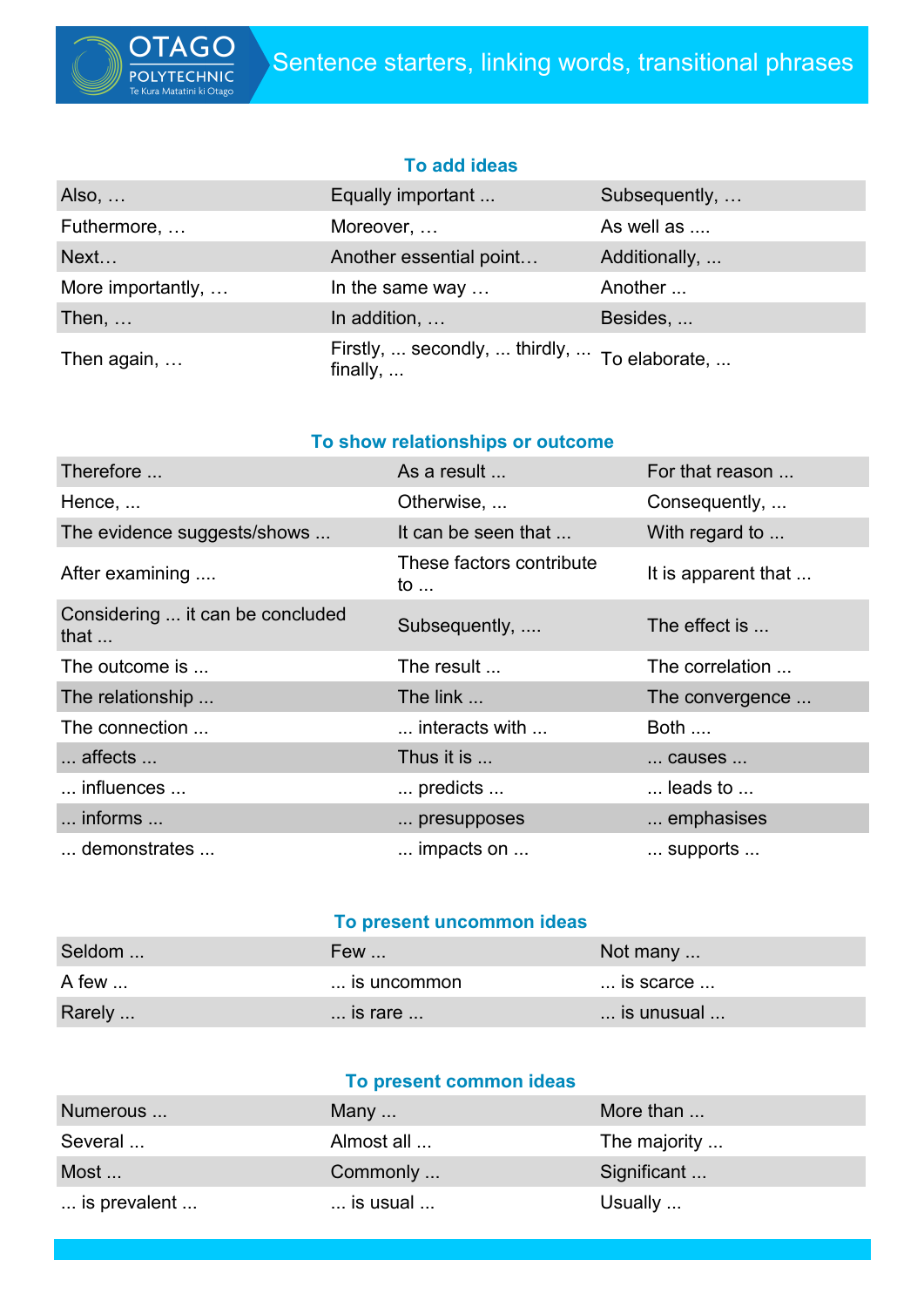# Sentence starters, linking words, transitional phrases

## To add ideas

| | | |
|---|---|---|
| Also, … | Equally important ... | Subsequently, … |
| Futhermore, … | Moreover, … | As well as .... |
| Next… | Another essential point… | Additionally, ... |
| More importantly, … | In the same way … | Another ... |
| Then, … | In addition, … | Besides, ... |
| Then again, … | Firstly, ... secondly, ... thirdly, ... finally, ... | To elaborate, ... |

## To show relationships or outcome

| | | |
|---|---|---|
| Therefore ... | As a result ... | For that reason ... |
| Hence, ... | Otherwise, ... | Consequently, ... |
| The evidence suggests/shows ... | It can be seen that ... | With regard to ... |
| After examining .... | These factors contribute to ... | It is apparent that ... |
| Considering ... it can be concluded that ... | Subsequently, .... | The effect is ... |
| The outcome is ... | The result ... | The correlation ... |
| The relationship ... | The link ... | The convergence ... |
| The connection ... | ... interacts with ... | Both .... |
| ... affects ... | Thus it is ... | ... causes ... |
| ... influences ... | ... predicts ... | ... leads to ... |
| ... informs ... | ... presupposes | ... emphasises |
| ... demonstrates ... | ... impacts on ... | ... supports ... |

## To present uncommon ideas

| | | |
|---|---|---|
| Seldom ... | Few ... | Not many ... |
| A few ... | ... is uncommon | ... is scarce ... |
| Rarely ... | ... is rare ... | ... is unusual ... |

## To present common ideas

| | | |
|---|---|---|
| Numerous ... | Many ... | More than ... |
| Several ... | Almost all ... | The majority ... |
| Most ... | Commonly ... | Significant ... |
| ... is prevalent ... | ... is usual ... | Usually ... |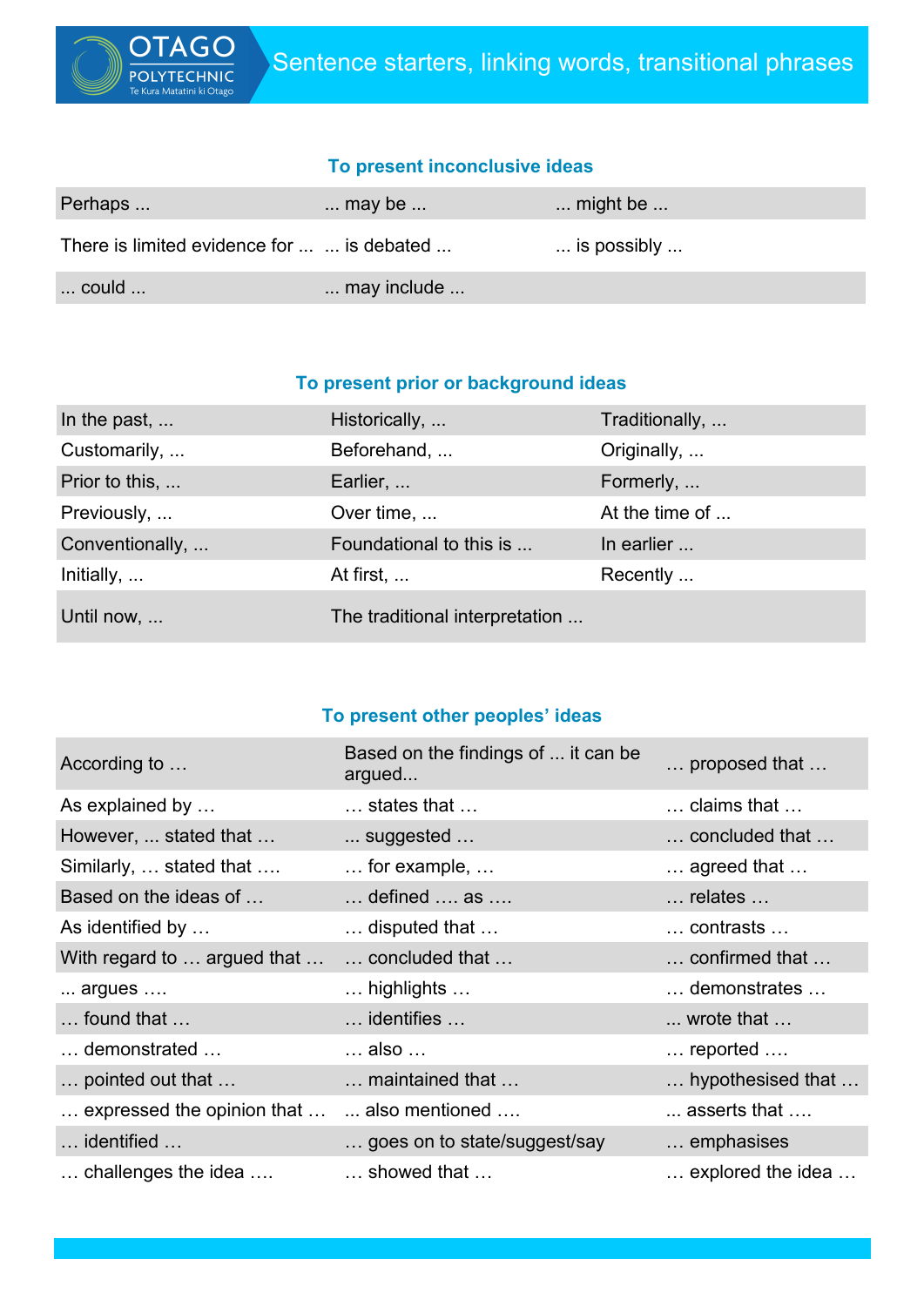## To present inconclusive ideas

| | | |
|---|---|---|
| Perhaps ... | ... may be ... | ... might be ... |
| There is limited evidence for ... | ... is debated ... | ... is possibly ... |
| ... could ... | ... may include ... | |

## To present prior or background ideas

| | | |
|---|---|---|
| In the past, ... | Historically, ... | Traditionally, ... |
| Customarily, ... | Beforehand, ... | Originally, ... |
| Prior to this, ... | Earlier, ... | Formerly, ... |
| Previously, ... | Over time, ... | At the time of ... |
| Conventionally, ... | Foundational to this is ... | In earlier ... |
| Initially, ... | At first, ... | Recently ... |
| Until now, ... | The traditional interpretation ... | |

## To present other peoples' ideas

| | | |
|---|---|---|
| According to … | Based on the findings of ... it can be argued... | … proposed that … |
| As explained by … | … states that … | … claims that … |
| However, ... stated that … | ... suggested … | … concluded that … |
| Similarly, … stated that …. | … for example, … | … agreed that … |
| Based on the ideas of … | … defined …. as …. | … relates … |
| As identified by … | … disputed that … | … contrasts … |
| With regard to … argued that … | … concluded that … | … confirmed that … |
| ... argues …. | … highlights … | … demonstrates … |
| … found that … | … identifies … | ... wrote that … |
| … demonstrated … | … also … | … reported …. |
| … pointed out that … | … maintained that … | … hypothesised that … |
| … expressed the opinion that … | ... also mentioned …. | ... asserts that …. |
| … identified … | … goes on to state/suggest/say | … emphasises |
| … challenges the idea …. | … showed that … | … explored the idea … |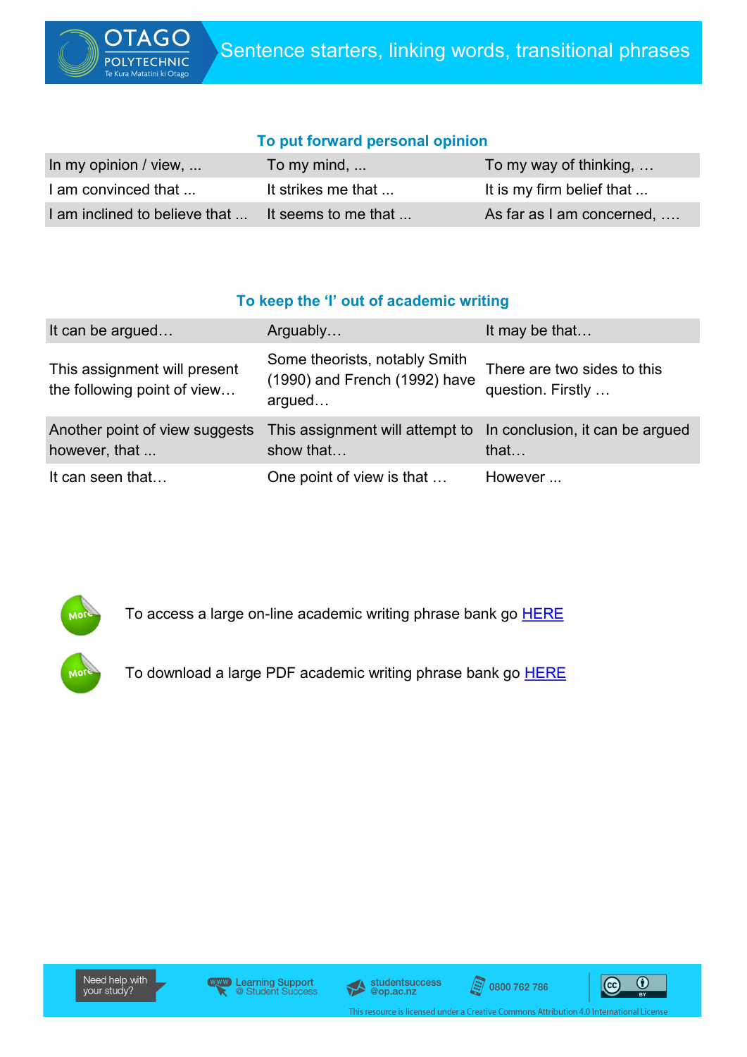## To put forward personal opinion

| | | |
|---|---|---|
| In my opinion / view, ... | To my mind, ... | To my way of thinking, … |
| I am convinced that ... | It strikes me that ... | It is my firm belief that ... |
| I am inclined to believe that ... | It seems to me that ... | As far as I am concerned, …. |

## To keep the 'I' out of academic writing

| | | |
|---|---|---|
| It can be argued… | Arguably… | It may be that… |
| This assignment will present the following point of view… | Some theorists, notably Smith (1990) and French (1992) have argued… | There are two sides to this question. Firstly … |
| Another point of view suggests however, that ... | This assignment will attempt to show that… | In conclusion, it can be argued that… |
| It can seen that… | One point of view is that … | However ... |

To access a large on-line academic writing phrase bank go HERE

To download a large PDF academic writing phrase bank go HERE